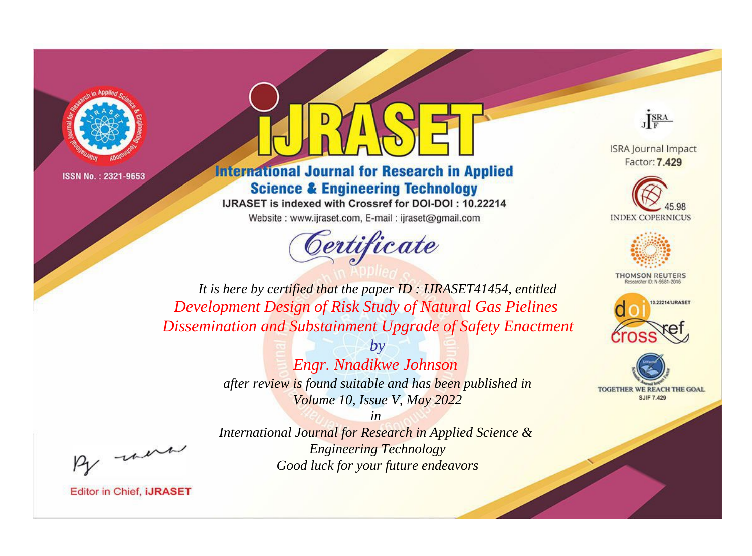ISSN No. : 2321-9653

# IJRASET

## International Journal for Research in Applied Science & Engineering Technology

IJRASET is indexed with Crossref for DOI-DOI : 10.22214

Website : www.ijraset.com, E-mail : ijraset@gmail.com

## Certificate

*It is here by certified that the paper ID : IJRASET41454, entitled*

*Development Design of Risk Study of Natural Gas Pielines Dissemination and Substainment Upgrade of Safety Enactment*

*by*

*Engr. Nnadikwe Johnson*

*after review is found suitable and has been published in*

*Volume 10, Issue V, May 2022*

*in*

*International Journal for Research in Applied Science & Engineering Technology*

*Good luck for your future endeavors*

ISRA Journal Impact Factor: **7.429**

45.98 INDEX COPERNICUS

THOMSON REUTERS Researcher ID: N-9681-2016

10.22214/IJRASET

TOGETHER WE REACH THE GOAL SJIF 7.429

Editor in Chief, **iJRASET**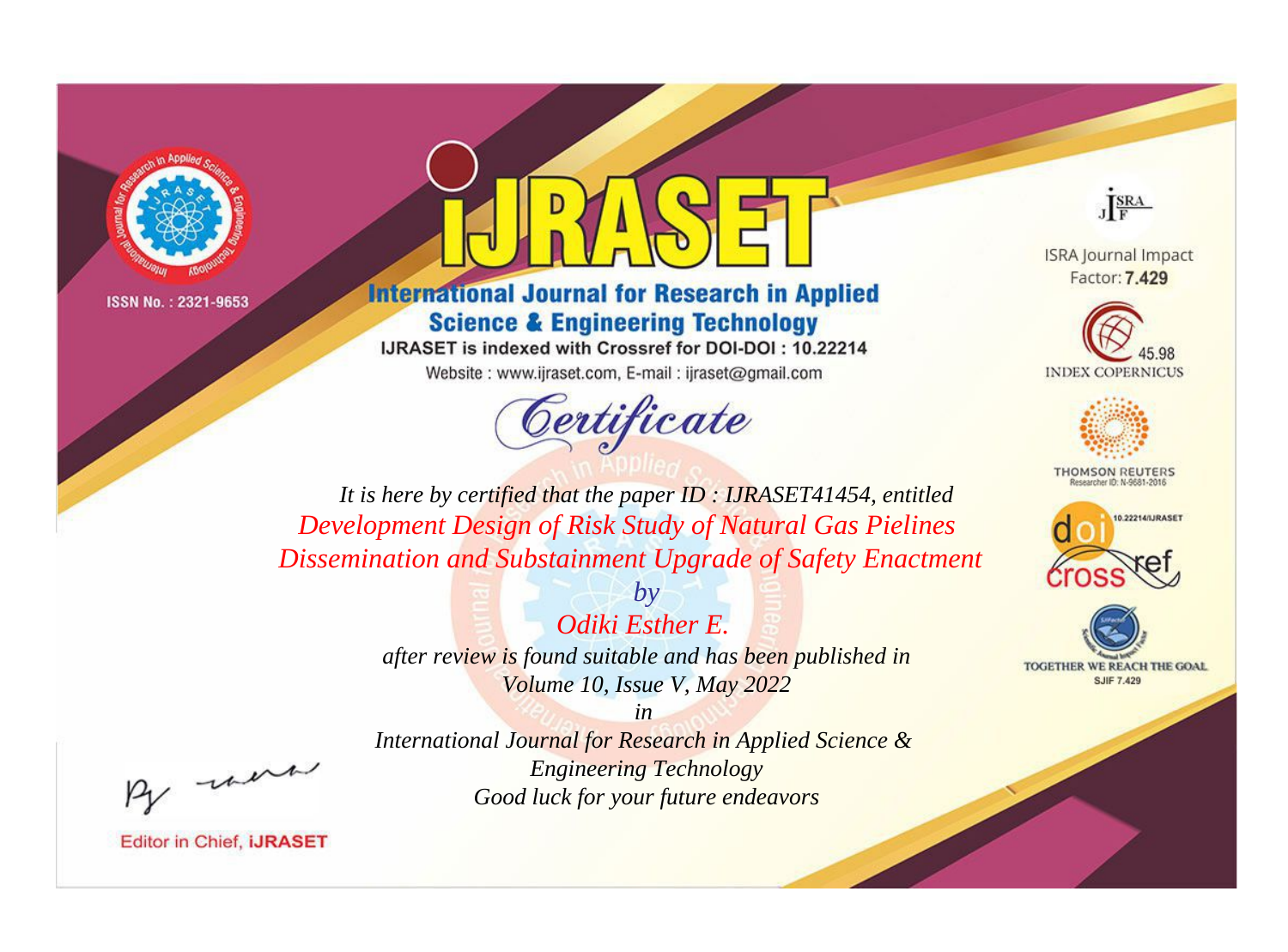ISSN No. : 2321-9653

# iJRASET

## International Journal for Research in Applied Science & Engineering Technology

IJRASET is indexed with Crossref for DOI-DOI : 10.22214

Website : www.ijraset.com, E-mail : ijraset@gmail.com

ISRA Journal Impact Factor: **7.429**

45.98 INDEX COPERNICUS

THOMSON REUTERS Researcher ID: N-9681-2016

10.22214/IJRASET

TOGETHER WE REACH THE GOAL SJIF 7.429

*Certificate*

*It is here by certified that the paper ID : IJRASET41454, entitled*

*Development Design of Risk Study of Natural Gas Pielines Dissemination and Substainment Upgrade of Safety Enactment*

*by*

*Odiki Esther E.*

*after review is found suitable and has been published in*

*Volume 10, Issue V, May 2022*

*in*

*International Journal for Research in Applied Science & Engineering Technology*

*Good luck for your future endeavors*

Editor in Chief, **iJRASET**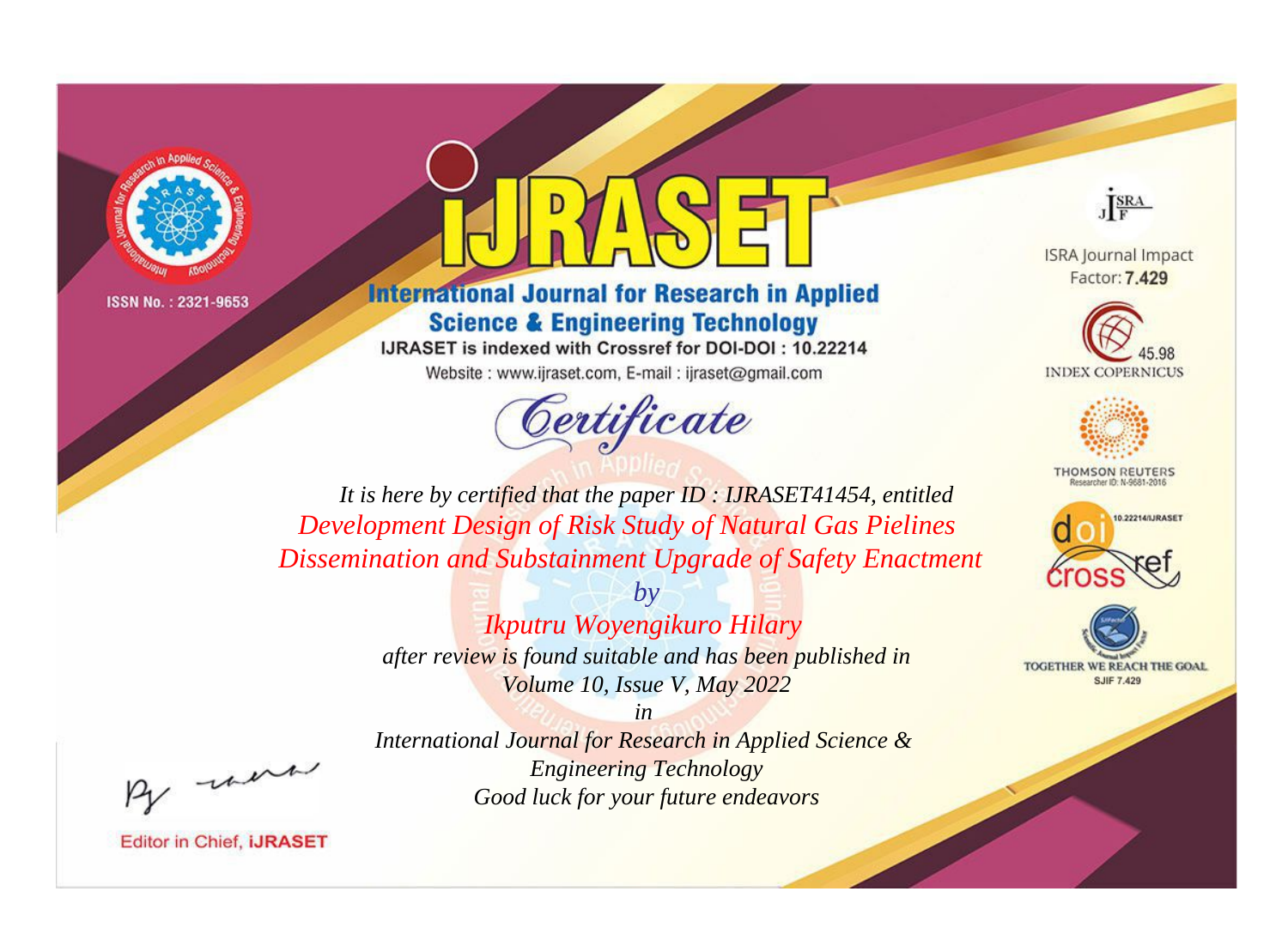ISSN No. : 2321-9653

# iJRASET

## International Journal for Research in Applied Science & Engineering Technology

IJRASET is indexed with Crossref for DOI-DOI : 10.22214

Website : www.ijraset.com, E-mail : ijraset@gmail.com

*Certificate*

*It is here by certified that the paper ID : IJRASET41454, entitled*

*Development Design of Risk Study of Natural Gas Pielines Dissemination and Substainment Upgrade of Safety Enactment*

*by*

*Ikputru Woyengikuro Hilary*

*after review is found suitable and has been published in*

*Volume 10, Issue V, May 2022*

*in*

*International Journal for Research in Applied Science & Engineering Technology*

*Good luck for your future endeavors*

Editor in Chief, iJRASET

ISRA Journal Impact Factor: **7.429**

45.98 INDEX COPERNICUS

THOMSON REUTERS Researcher ID: N-9681-2016

10.22214/IJRASET

TOGETHER WE REACH THE GOAL SJIF 7.429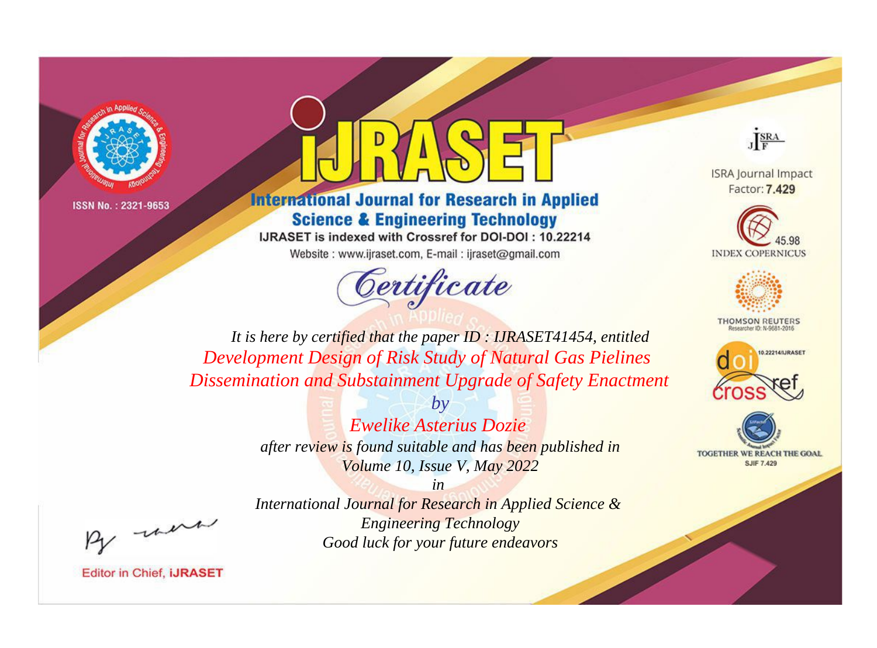ISSN No. : 2321-9653

# iJRASET

## International Journal for Research in Applied Science & Engineering Technology

IJRASET is indexed with Crossref for DOI-DOI : 10.22214

Website : www.ijraset.com, E-mail : ijraset@gmail.com

*Certificate*

*It is here by certified that the paper ID : IJRASET41454, entitled*

*Development Design of Risk Study of Natural Gas Pielines Dissemination and Substainment Upgrade of Safety Enactment*

*by*

*Ewelike Asterius Dozie*

*after review is found suitable and has been published in*

*Volume 10, Issue V, May 2022*

*in*

*International Journal for Research in Applied Science & Engineering Technology*

*Good luck for your future endeavors*

ISRA Journal Impact Factor: **7.429**

45.98 INDEX COPERNICUS

THOMSON REUTERS Researcher ID: N-9681-2016

10.22214/IJRASET

TOGETHER WE REACH THE GOAL SJIF 7.429

Editor in Chief, **iJRASET**